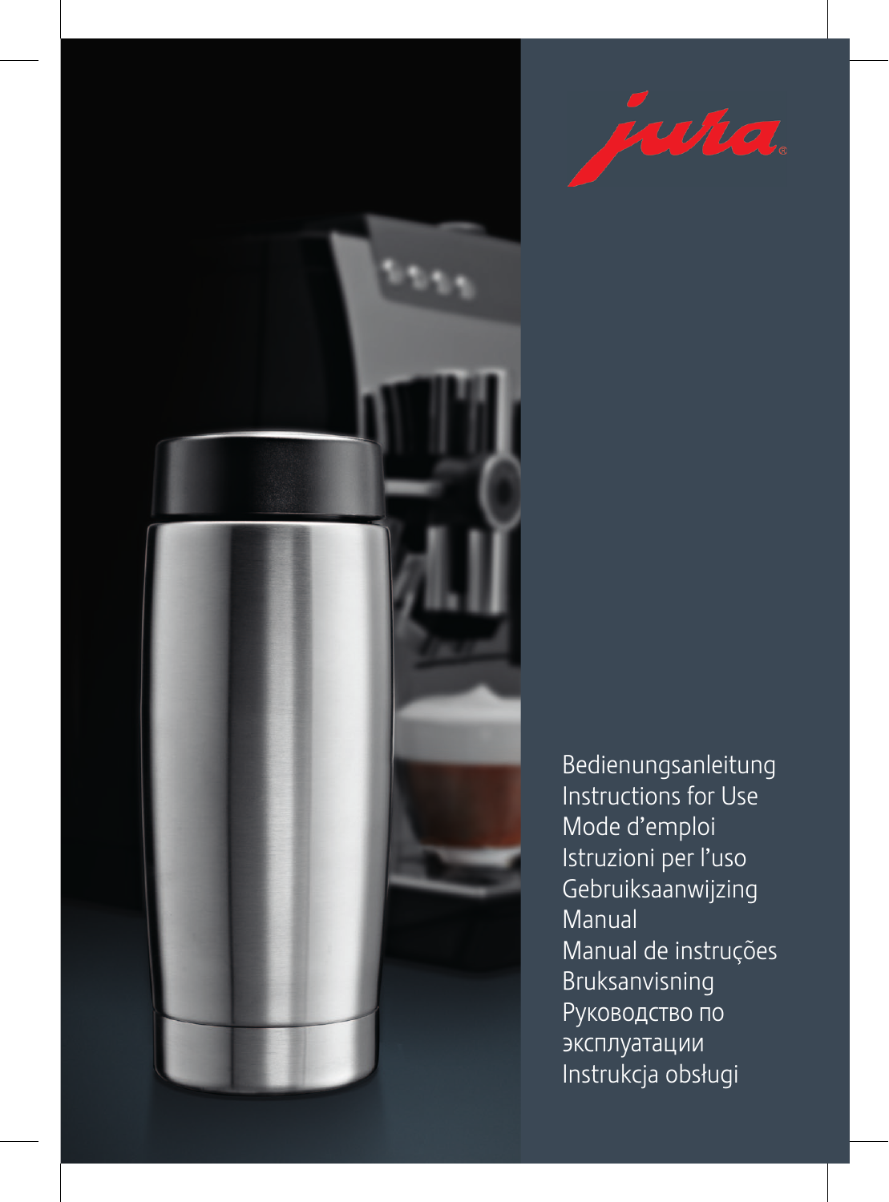jura

Bedienungsanleitung
Instructions for Use
Mode d'emploi
Istruzioni per l'uso
Gebruiksaanwijzing
Manual
Manual de instruções
Bruksanvisning
Руководство по эксплуатации
Instrukcja obsługi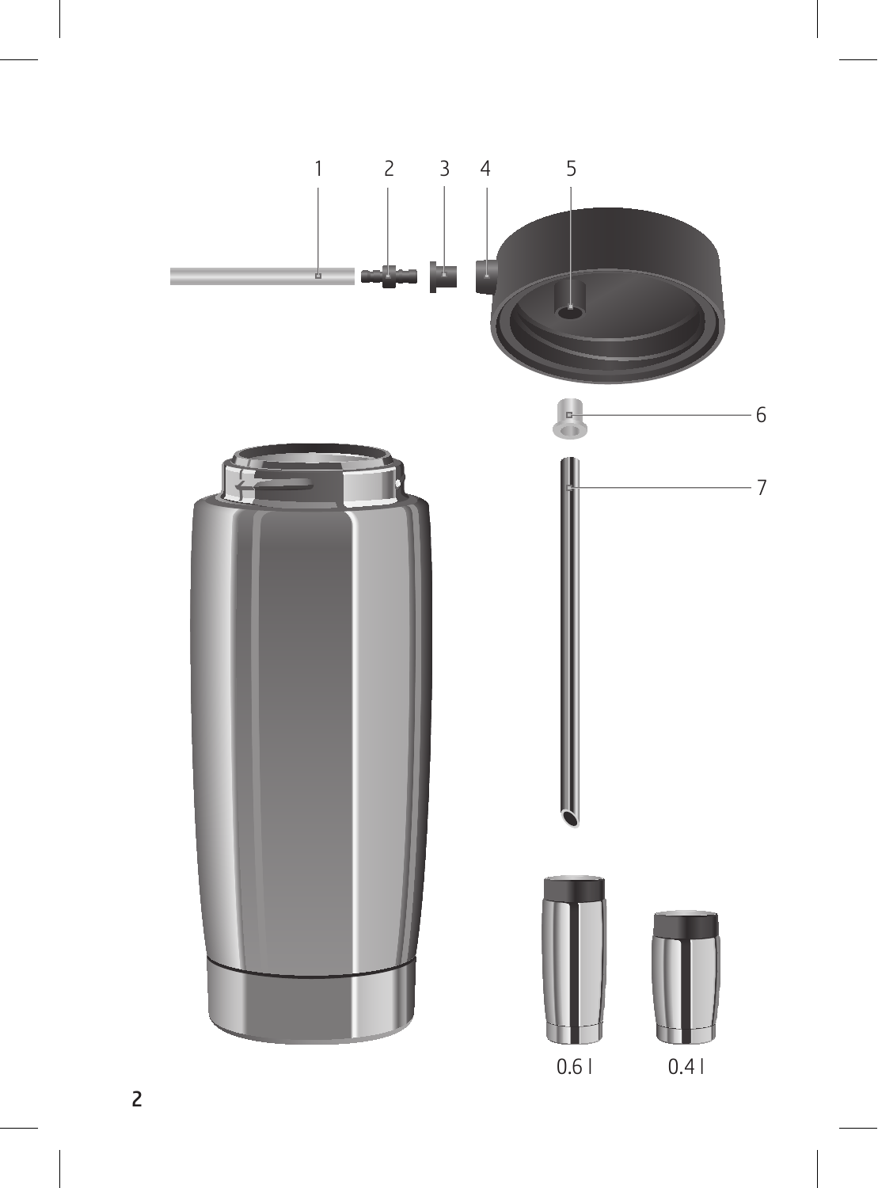1 2 3 4 5

6

7

0.6 l 0.4 l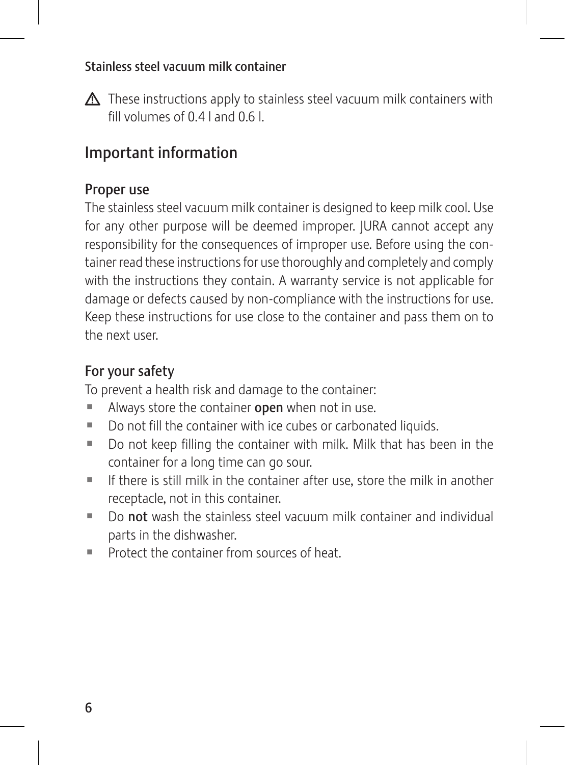Stainless steel vacuum milk container

⚠ These instructions apply to stainless steel vacuum milk containers with fill volumes of 0.4 l and 0.6 l.

# Important information

## Proper use

The stainless steel vacuum milk container is designed to keep milk cool. Use for any other purpose will be deemed improper. JURA cannot accept any responsibility for the consequences of improper use. Before using the container read these instructions for use thoroughly and completely and comply with the instructions they contain. A warranty service is not applicable for damage or defects caused by non-compliance with the instructions for use. Keep these instructions for use close to the container and pass them on to the next user.

## For your safety

To prevent a health risk and damage to the container:

- Always store the container **open** when not in use.
- Do not fill the container with ice cubes or carbonated liquids.
- Do not keep filling the container with milk. Milk that has been in the container for a long time can go sour.
- If there is still milk in the container after use, store the milk in another receptacle, not in this container.
- Do **not** wash the stainless steel vacuum milk container and individual parts in the dishwasher.
- Protect the container from sources of heat.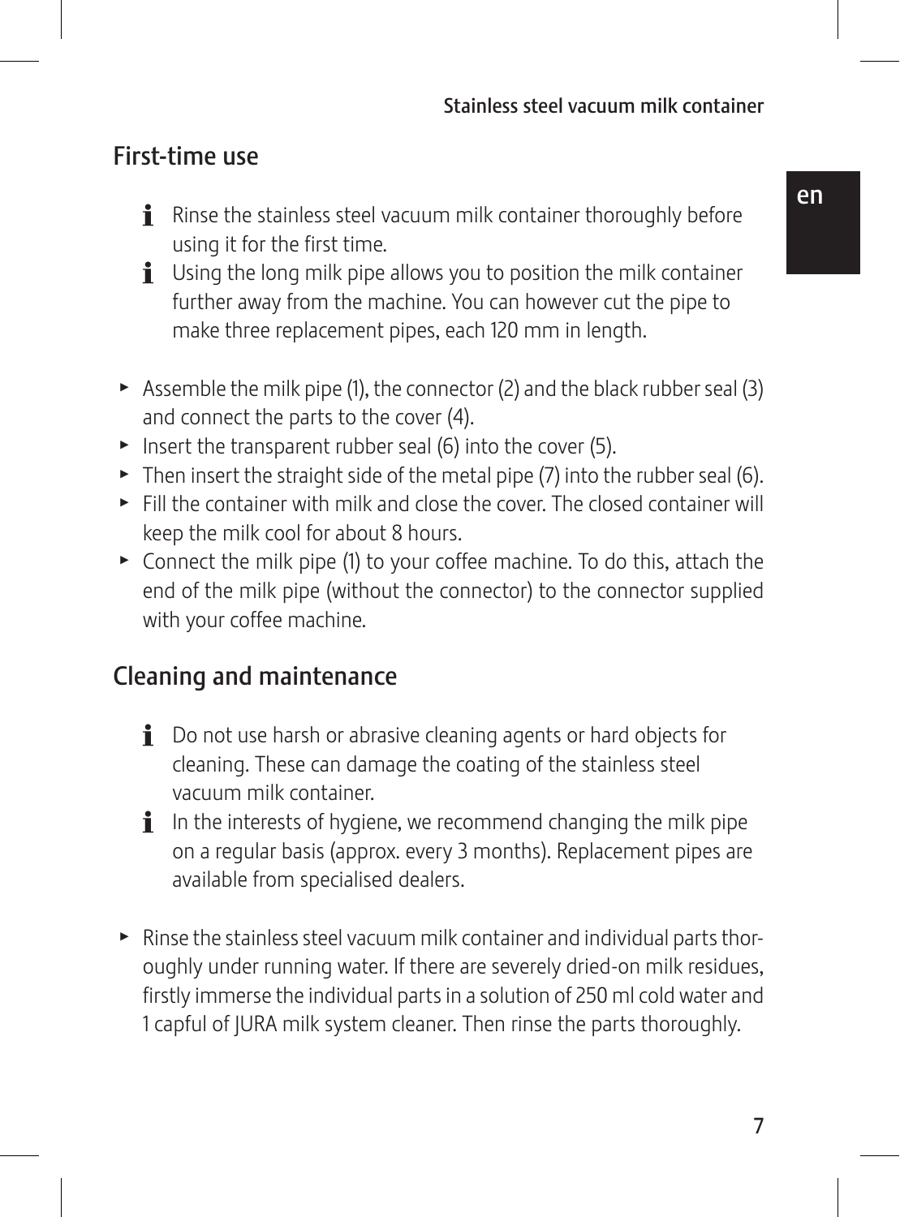## First-time use

- ℹ Rinse the stainless steel vacuum milk container thoroughly before using it for the first time.
- ℹ Using the long milk pipe allows you to position the milk container further away from the machine. You can however cut the pipe to make three replacement pipes, each 120 mm in length.

- ► Assemble the milk pipe (1), the connector (2) and the black rubber seal (3) and connect the parts to the cover (4).
- ► Insert the transparent rubber seal (6) into the cover (5).
- ► Then insert the straight side of the metal pipe (7) into the rubber seal (6).
- ► Fill the container with milk and close the cover. The closed container will keep the milk cool for about 8 hours.
- ► Connect the milk pipe (1) to your coffee machine. To do this, attach the end of the milk pipe (without the connector) to the connector supplied with your coffee machine.

## Cleaning and maintenance

- ℹ Do not use harsh or abrasive cleaning agents or hard objects for cleaning. These can damage the coating of the stainless steel vacuum milk container.
- ℹ In the interests of hygiene, we recommend changing the milk pipe on a regular basis (approx. every 3 months). Replacement pipes are available from specialised dealers.

- ► Rinse the stainless steel vacuum milk container and individual parts thoroughly under running water. If there are severely dried-on milk residues, firstly immerse the individual parts in a solution of 250 ml cold water and 1 capful of JURA milk system cleaner. Then rinse the parts thoroughly.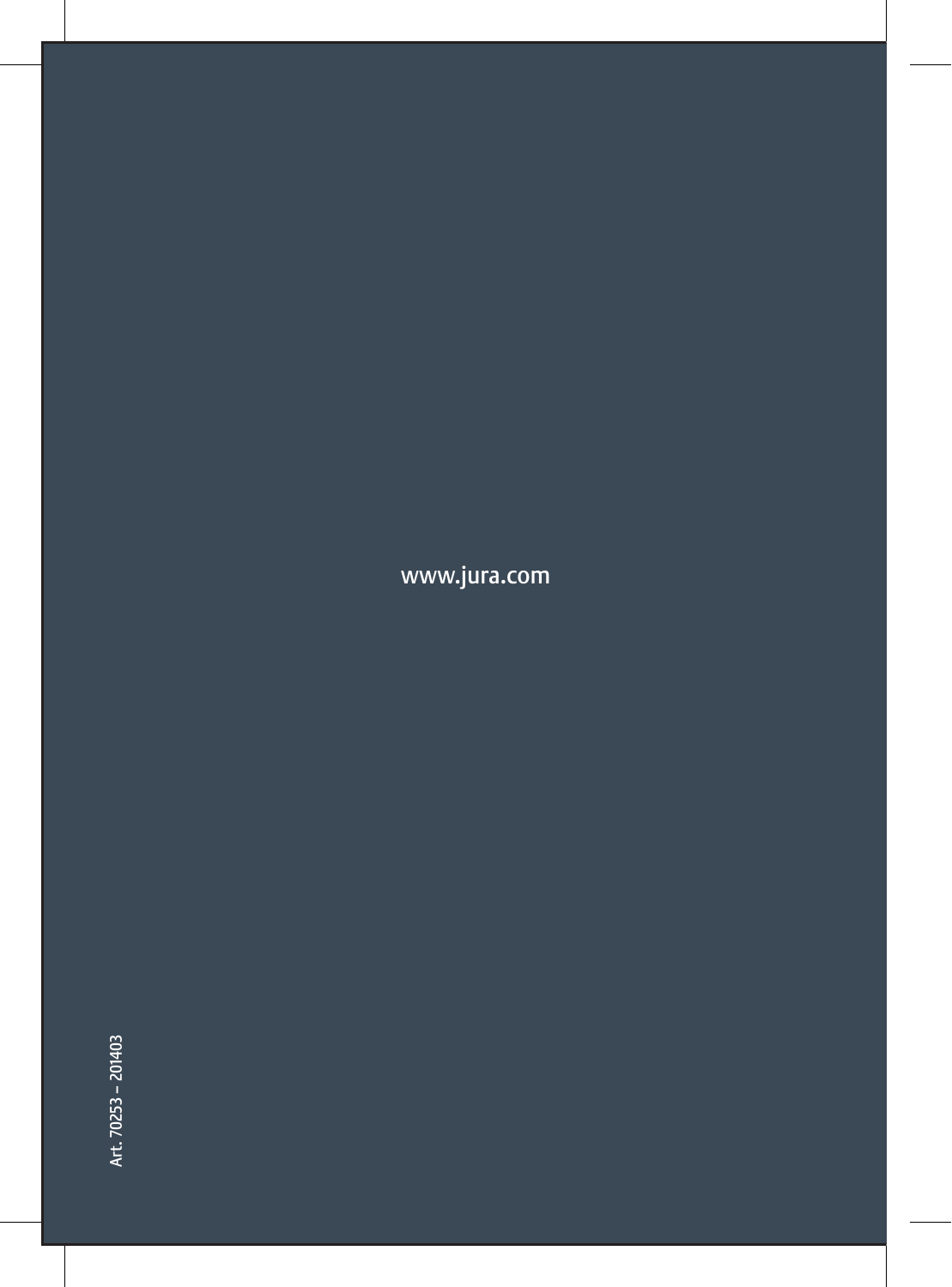www.jura.com

Art. 70253 – 201403